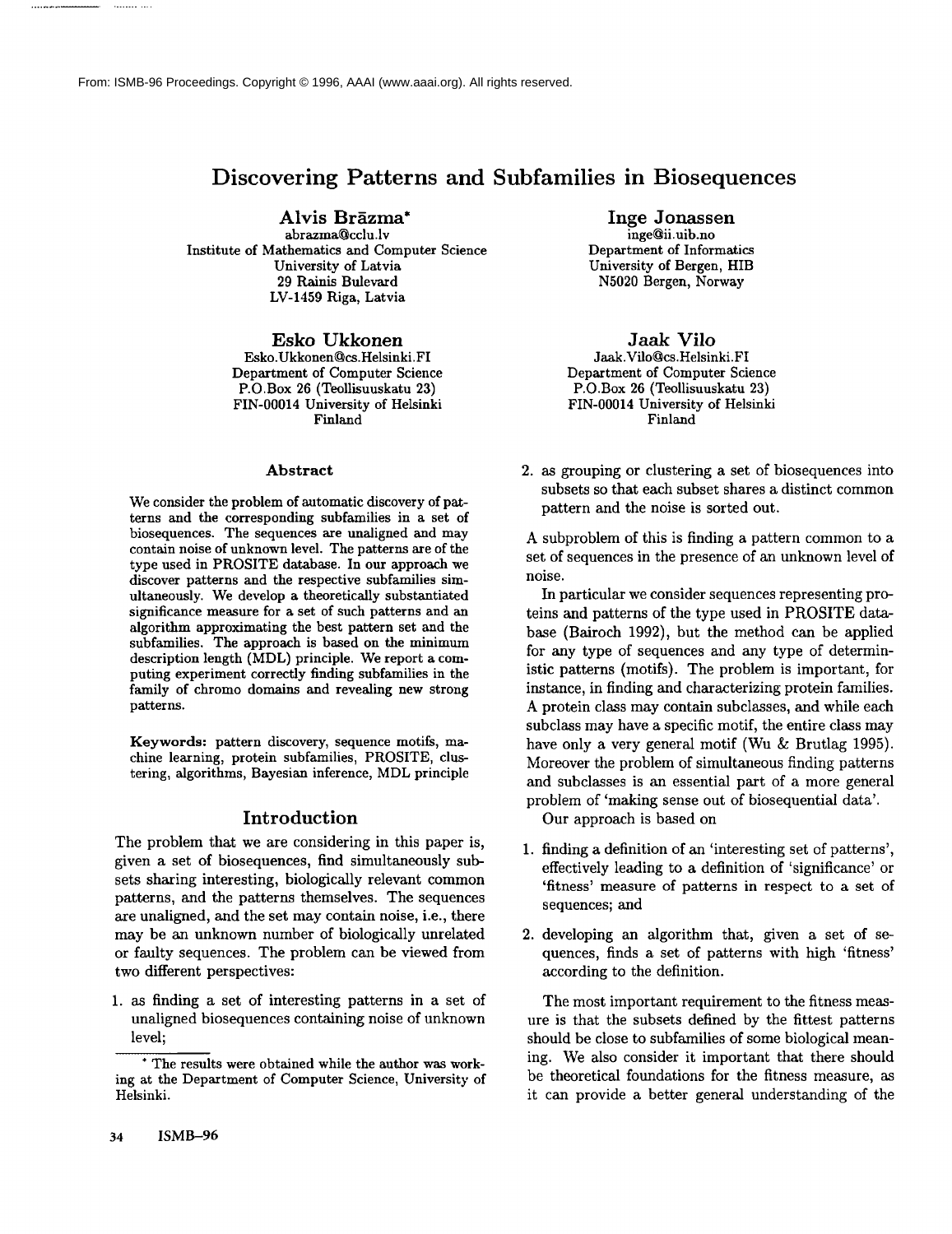From: ISMB-96 Proceedings. Copyright © 1996, AAAI (www.aaai.org). All rights reserved.

# Discovering Patterns and Subfamilies in Biosequences

**Alvis Brāzma***
abrazma@cclu.lv
Institute of Mathematics and Computer Science
University of Latvia
29 Rainis Bulevard
LV-1459 Riga, Latvia

**Inge Jonassen**
inge@ii.uib.no
Department of Informatics
University of Bergen, HIB
N5020 Bergen, Norway

**Esko Ukkonen**
Esko.Ukkonen@cs.Helsinki.FI
Department of Computer Science
P.O.Box 26 (Teollisuuskatu 23)
FIN-00014 University of Helsinki
Finland

**Jaak Vilo**
Jaak.Vilo@cs.Helsinki.FI
Department of Computer Science
P.O.Box 26 (Teollisuuskatu 23)
FIN-00014 University of Helsinki
Finland

### Abstract

We consider the problem of automatic discovery of patterns and the corresponding subfamilies in a set of biosequences. The sequences are unaligned and may contain noise of unknown level. The patterns are of the type used in PROSITE database. In our approach we discover patterns and the respective subfamilies simultaneously. We develop a theoretically substantiated significance measure for a set of such patterns and an algorithm approximating the best pattern set and the subfamilies. The approach is based on the minimum description length (MDL) principle. We report a computing experiment correctly finding subfamilies in the family of chromo domains and revealing new strong patterns.

**Keywords:** pattern discovery, sequence motifs, machine learning, protein subfamilies, PROSITE, clustering, algorithms, Bayesian inference, MDL principle

## Introduction

The problem that we are considering in this paper is, given a set of biosequences, find simultaneously subsets sharing interesting, biologically relevant common patterns, and the patterns themselves. The sequences are unaligned, and the set may contain noise, i.e., there may be an unknown number of biologically unrelated or faulty sequences. The problem can be viewed from two different perspectives:

1. as finding a set of interesting patterns in a set of unaligned biosequences containing noise of unknown level;
2. as grouping or clustering a set of biosequences into subsets so that each subset shares a distinct common pattern and the noise is sorted out.

A subproblem of this is finding a pattern common to a set of sequences in the presence of an unknown level of noise.

In particular we consider sequences representing proteins and patterns of the type used in PROSITE database (Bairoch 1992), but the method can be applied for any type of sequences and any type of deterministic patterns (motifs). The problem is important, for instance, in finding and characterizing protein families. A protein class may contain subclasses, and while each subclass may have a specific motif, the entire class may have only a very general motif (Wu & Brutlag 1995). Moreover the problem of simultaneous finding patterns and subclasses is an essential part of a more general problem of 'making sense out of biosequential data'.

Our approach is based on

1. finding a definition of an 'interesting set of patterns', effectively leading to a definition of 'significance' or 'fitness' measure of patterns in respect to a set of sequences; and
2. developing an algorithm that, given a set of sequences, finds a set of patterns with high 'fitness' according to the definition.

The most important requirement to the fitness measure is that the subsets defined by the fittest patterns should be close to subfamilies of some biological meaning. We also consider it important that there should be theoretical foundations for the fitness measure, as it can provide a better general understanding of the

* The results were obtained while the author was working at the Department of Computer Science, University of Helsinki.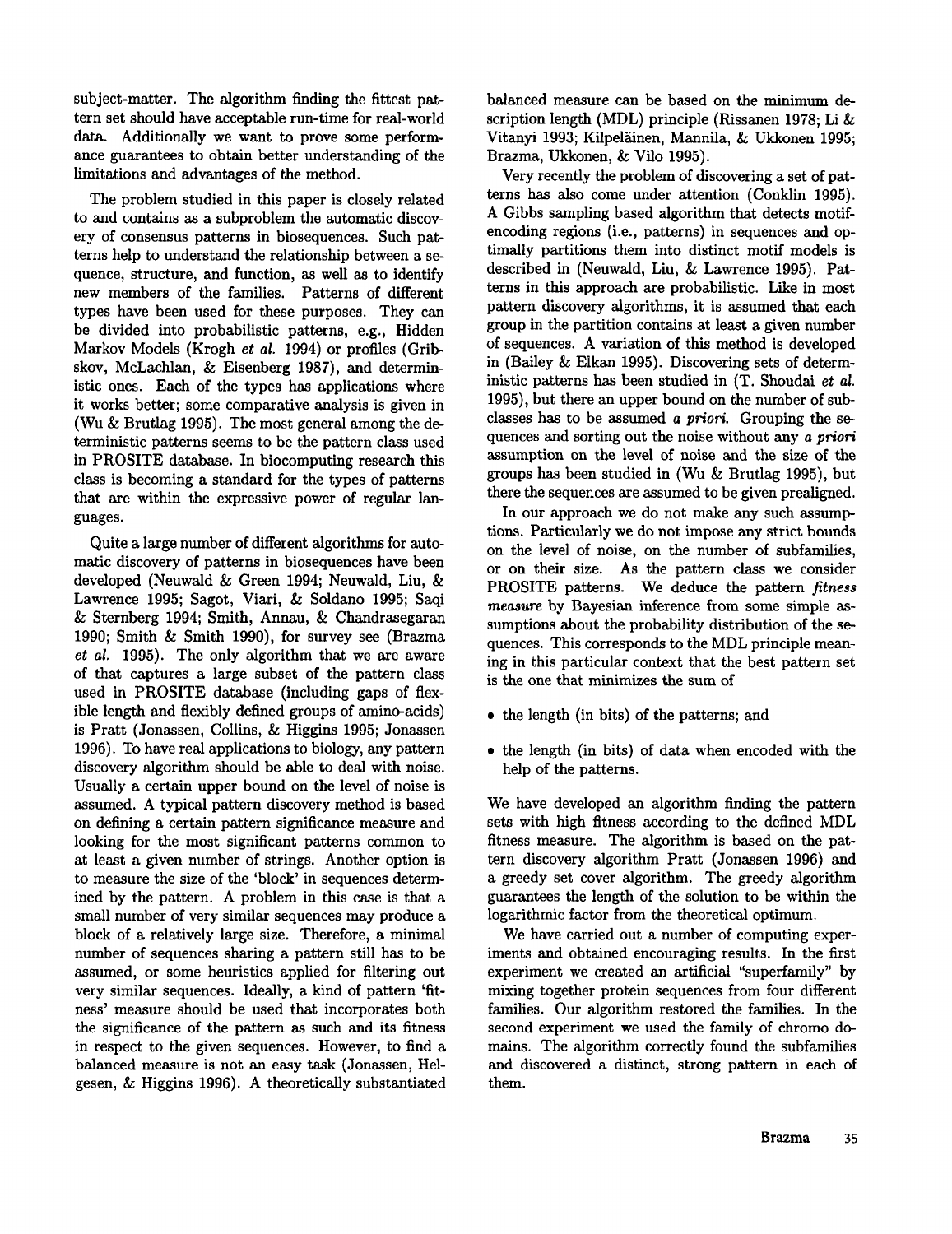subject-matter. The algorithm finding the fittest pattern set should have acceptable run-time for real-world data. Additionally we want to prove some performance guarantees to obtain better understanding of the limitations and advantages of the method.

The problem studied in this paper is closely related to and contains as a subproblem the automatic discovery of consensus patterns in biosequences. Such patterns help to understand the relationship between a sequence, structure, and function, as well as to identify new members of the families. Patterns of different types have been used for these purposes. They can be divided into probabilistic patterns, e.g., Hidden Markov Models (Krogh *et al.* 1994) or profiles (Gribskov, McLachlan, & Eisenberg 1987), and deterministic ones. Each of the types has applications where it works better; some comparative analysis is given in (Wu & Brutlag 1995). The most general among the deterministic patterns seems to be the pattern class used in PROSITE database. In biocomputing research this class is becoming a standard for the types of patterns that are within the expressive power of regular languages.

Quite a large number of different algorithms for automatic discovery of patterns in biosequences have been developed (Neuwald & Green 1994; Neuwald, Liu, & Lawrence 1995; Sagot, Viari, & Soldano 1995; Saqi & Sternberg 1994; Smith, Annau, & Chandrasegaran 1990; Smith & Smith 1990), for survey see (Brazma *et al.* 1995). The only algorithm that we are aware of that captures a large subset of the pattern class used in PROSITE database (including gaps of flexible length and flexibly defined groups of amino-acids) is Pratt (Jonassen, Collins, & Higgins 1995; Jonassen 1996). To have real applications to biology, any pattern discovery algorithm should be able to deal with noise. Usually a certain upper bound on the level of noise is assumed. A typical pattern discovery method is based on defining a certain pattern significance measure and looking for the most significant patterns common to at least a given number of strings. Another option is to measure the size of the 'block' in sequences determined by the pattern. A problem in this case is that a small number of very similar sequences may produce a block of a relatively large size. Therefore, a minimal number of sequences sharing a pattern still has to be assumed, or some heuristics applied for filtering out very similar sequences. Ideally, a kind of pattern 'fitness' measure should be used that incorporates both the significance of the pattern as such and its fitness in respect to the given sequences. However, to find a balanced measure is not an easy task (Jonassen, Helgesen, & Higgins 1996). A theoretically substantiated balanced measure can be based on the minimum description length (MDL) principle (Rissanen 1978; Li & Vitanyi 1993; Kilpeläinen, Mannila, & Ukkonen 1995; Brazma, Ukkonen, & Vilo 1995).

Very recently the problem of discovering a set of patterns has also come under attention (Conklin 1995). A Gibbs sampling based algorithm that detects motif-encoding regions (i.e., patterns) in sequences and optimally partitions them into distinct motif models is described in (Neuwald, Liu, & Lawrence 1995). Patterns in this approach are probabilistic. Like in most pattern discovery algorithms, it is assumed that each group in the partition contains at least a given number of sequences. A variation of this method is developed in (Bailey & Elkan 1995). Discovering sets of deterministic patterns has been studied in (T. Shoudai *et al.* 1995), but there an upper bound on the number of subclasses has to be assumed *a priori*. Grouping the sequences and sorting out the noise without any *a priori* assumption on the level of noise and the size of the groups has been studied in (Wu & Brutlag 1995), but there the sequences are assumed to be given prealigned.

In our approach we do not make any such assumptions. Particularly we do not impose any strict bounds on the level of noise, on the number of subfamilies, or on their size. As the pattern class we consider PROSITE patterns. We deduce the pattern *fitness measure* by Bayesian inference from some simple assumptions about the probability distribution of the sequences. This corresponds to the MDL principle meaning in this particular context that the best pattern set is the one that minimizes the sum of

- the length (in bits) of the patterns; and
- the length (in bits) of data when encoded with the help of the patterns.

We have developed an algorithm finding the pattern sets with high fitness according to the defined MDL fitness measure. The algorithm is based on the pattern discovery algorithm Pratt (Jonassen 1996) and a greedy set cover algorithm. The greedy algorithm guarantees the length of the solution to be within the logarithmic factor from the theoretical optimum.

We have carried out a number of computing experiments and obtained encouraging results. In the first experiment we created an artificial "superfamily" by mixing together protein sequences from four different families. Our algorithm restored the families. In the second experiment we used the family of chromo domains. The algorithm correctly found the subfamilies and discovered a distinct, strong pattern in each of them.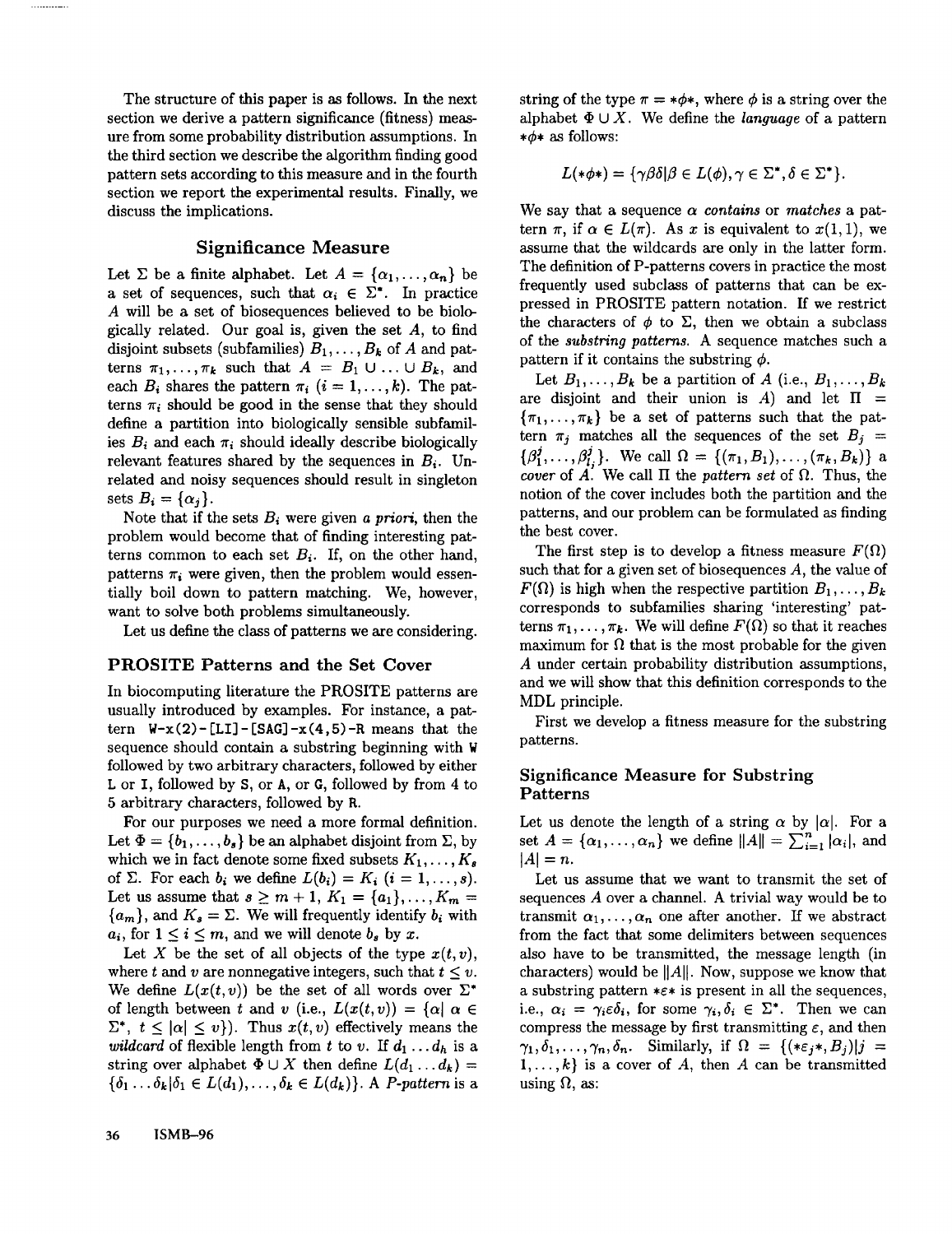The structure of this paper is as follows. In the next section we derive a pattern significance (fitness) measure from some probability distribution assumptions. In the third section we describe the algorithm finding good pattern sets according to this measure and in the fourth section we report the experimental results. Finally, we discuss the implications.

## Significance Measure

Let $\Sigma$ be a finite alphabet. Let $A = \{\alpha_1, \ldots, \alpha_n\}$ be a set of sequences, such that $\alpha_i \in \Sigma^*$. In practice $A$ will be a set of biosequences believed to be biologically related. Our goal is, given the set $A$, to find disjoint subsets (subfamilies) $B_1, \ldots, B_k$ of $A$ and patterns $\pi_1, \ldots, \pi_k$ such that $A = B_1 \cup \ldots \cup B_k$, and each $B_i$ shares the pattern $\pi_i$ ($i = 1, \ldots, k$). The patterns $\pi_i$ should be good in the sense that they should define a partition into biologically sensible subfamilies $B_i$ and each $\pi_i$ should ideally describe biologically relevant features shared by the sequences in $B_i$. Unrelated and noisy sequences should result in singleton sets $B_i = \{\alpha_j\}$.

Note that if the sets $B_i$ were given *a priori*, then the problem would become that of finding interesting patterns common to each set $B_i$. If, on the other hand, patterns $\pi_i$ were given, then the problem would essentially boil down to pattern matching. We, however, want to solve both problems simultaneously.

Let us define the class of patterns we are considering.

### PROSITE Patterns and the Set Cover

In biocomputing literature the PROSITE patterns are usually introduced by examples. For instance, a pattern `W-x(2)-[LI]-[SAG]-x(4,5)-R` means that the sequence should contain a substring beginning with `W` followed by two arbitrary characters, followed by either `L` or `I`, followed by `S`, or `A`, or `G`, followed by from 4 to 5 arbitrary characters, followed by `R`.

For our purposes we need a more formal definition. Let $\Phi = \{b_1, \ldots, b_s\}$ be an alphabet disjoint from $\Sigma$, by which we in fact denote some fixed subsets $K_1, \ldots, K_s$ of $\Sigma$. For each $b_i$ we define $L(b_i) = K_i$ ($i = 1, \ldots, s$). Let us assume that $s \geq m + 1$, $K_1 = \{a_1\}, \ldots, K_m = \{a_m\}$, and $K_s = \Sigma$. We will frequently identify $b_i$ with $a_i$, for $1 \leq i \leq m$, and we will denote $b_s$ by $x$.

Let $X$ be the set of all objects of the type $x(t, v)$, where $t$ and $v$ are nonnegative integers, such that $t \leq v$. We define $L(x(t, v))$ be the set of all words over $\Sigma^*$ of length between $t$ and $v$ (i.e., $L(x(t, v)) = \{\alpha | \alpha \in \Sigma^*,\ t \leq |\alpha| \leq v\}$). Thus $x(t, v)$ effectively means the *wildcard* of flexible length from $t$ to $v$. If $d_1 \ldots d_h$ is a string over alphabet $\Phi \cup X$ then define $L(d_1 \ldots d_k) = \{\delta_1 \ldots \delta_k | \delta_1 \in L(d_1), \ldots, \delta_k \in L(d_k)\}$. A *P-pattern* is a string of the type $\pi = *\phi*$, where $\phi$ is a string over the alphabet $\Phi \cup X$. We define the *language* of a pattern $*\phi*$ as follows:

$$L(*\phi*) = \{\gamma\beta\delta | \beta \in L(\phi), \gamma \in \Sigma^*, \delta \in \Sigma^*\}.$$

We say that a sequence $\alpha$ *contains* or *matches* a pattern $\pi$, if $\alpha \in L(\pi)$. As $x$ is equivalent to $x(1, 1)$, we assume that the wildcards are only in the latter form. The definition of P-patterns covers in practice the most frequently used subclass of patterns that can be expressed in PROSITE pattern notation. If we restrict the characters of $\phi$ to $\Sigma$, then we obtain a subclass of the *substring patterns*. A sequence matches such a pattern if it contains the substring $\phi$.

Let $B_1, \ldots, B_k$ be a partition of $A$ (i.e., $B_1, \ldots, B_k$ are disjoint and their union is $A$) and let $\Pi = \{\pi_1, \ldots, \pi_k\}$ be a set of patterns such that the pattern $\pi_j$ matches all the sequences of the set $B_j = \{\beta_1^j, \ldots, \beta_{l_j}^j\}$. We call $\Omega = \{(\pi_1, B_1), \ldots, (\pi_k, B_k)\}$ a *cover* of $A$. We call $\Pi$ the *pattern set* of $\Omega$. Thus, the notion of the cover includes both the partition and the patterns, and our problem can be formulated as finding the best cover.

The first step is to develop a fitness measure $F(\Omega)$ such that for a given set of biosequences $A$, the value of $F(\Omega)$ is high when the respective partition $B_1, \ldots, B_k$ corresponds to subfamilies sharing 'interesting' patterns $\pi_1, \ldots, \pi_k$. We will define $F(\Omega)$ so that it reaches maximum for $\Omega$ that is the most probable for the given $A$ under certain probability distribution assumptions, and we will show that this definition corresponds to the MDL principle.

First we develop a fitness measure for the substring patterns.

### Significance Measure for Substring Patterns

Let us denote the length of a string $\alpha$ by $|\alpha|$. For a set $A = \{\alpha_1, \ldots, \alpha_n\}$ we define $\|A\| = \sum_{i=1}^{n} |\alpha_i|$, and $|A| = n$.

Let us assume that we want to transmit the set of sequences $A$ over a channel. A trivial way would be to transmit $\alpha_1, \ldots, \alpha_n$ one after another. If we abstract from the fact that some delimiters between sequences also have to be transmitted, the message length (in characters) would be $\|A\|$. Now, suppose we know that a substring pattern $*\varepsilon*$ is present in all the sequences, i.e., $\alpha_i = \gamma_i\varepsilon\delta_i$, for some $\gamma_i, \delta_i \in \Sigma^*$. Then we can compress the message by first transmitting $\varepsilon$, and then $\gamma_1, \delta_1, \ldots, \gamma_n, \delta_n$. Similarly, if $\Omega = \{(*\varepsilon_j*, B_j) | j = 1, \ldots, k\}$ is a cover of $A$, then $A$ can be transmitted using $\Omega$, as: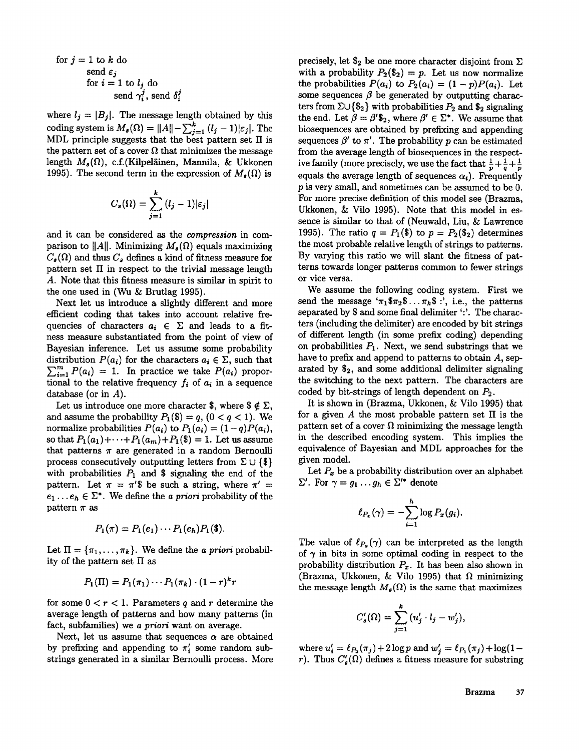```
for j = 1 to k do
        send ε_j
        for i = 1 to l_j do
                send γ_i^j, send δ_i^j
```

where $l_j = |B_j|$. The message length obtained by this coding system is $M_s(\Omega) = \|A\| - \sum_{j=1}^{k}(l_j - 1)|\varepsilon_j|$. The MDL principle suggests that the best pattern set $\Pi$ is the pattern set of a cover $\Omega$ that minimizes the message length $M_s(\Omega)$, c.f.(Kilpeläinen, Mannila, & Ukkonen 1995). The second term in the expression of $M_s(\Omega)$ is

$$C_s(\Omega) = \sum_{j=1}^{k}(l_j - 1)|\varepsilon_j|$$

and it can be considered as the *compression* in comparison to $\|A\|$. Minimizing $M_s(\Omega)$ equals maximizing $C_s(\Omega)$ and thus $C_s$ defines a kind of fitness measure for pattern set $\Pi$ in respect to the trivial message length $A$. Note that this fitness measure is similar in spirit to the one used in (Wu & Brutlag 1995).

Next let us introduce a slightly different and more efficient coding that takes into account relative frequencies of characters $a_i \in \Sigma$ and leads to a fitness measure substantiated from the point of view of Bayesian inference. Let us assume some probability distribution $P(a_i)$ for the characters $a_i \in \Sigma$, such that $\sum_{i=1}^{m} P(a_i) = 1$. In practice we take $P(a_i)$ proportional to the relative frequency $f_i$ of $a_i$ in a sequence database (or in $A$).

Let us introduce one more character \$, where $\$ \notin \Sigma$, and assume the probability $P_1(\$) = q$, $(0 < q < 1)$. We normalize probabilities $P(a_i)$ to $P_1(a_i) = (1-q)P(a_i)$, so that $P_1(a_1) + \cdots + P_1(a_m) + P_1(\$) = 1$. Let us assume that patterns $\pi$ are generated in a random Bernoulli process consecutively outputting letters from $\Sigma \cup \{\$\}$ with probabilities $P_1$ and \$ signaling the end of the pattern. Let $\pi = \pi'\$$ be such a string, where $\pi' = e_1 \ldots e_h \in \Sigma^*$. We define the *a priori* probability of the pattern $\pi$ as

$$P_1(\pi) = P_1(e_1) \cdots P_1(e_h) P_1(\$).$$

Let $\Pi = \{\pi_1, \ldots, \pi_k\}$. We define the *a priori* probability of the pattern set $\Pi$ as

$$P_1(\Pi) = P_1(\pi_1) \cdots P_1(\pi_k) \cdot (1-r)^k r$$

for some $0 < r < 1$. Parameters $q$ and $r$ determine the average length of patterns and how many patterns (in fact, subfamilies) we *a priori* want on average.

Next, let us assume that sequences $\alpha$ are obtained by prefixing and appending to $\pi_i'$ some random substrings generated in a similar Bernoulli process. More precisely, let $\$_2$ be one more character disjoint from $\Sigma$ with a probability $P_2(\$_2) = p$. Let us now normalize the probabilities $P(a_i)$ to $P_2(a_i) = (1-p)P(a_i)$. Let some sequences $\beta$ be generated by outputting characters from $\Sigma \cup \{\$_2\}$ with probabilities $P_2$ and $\$_2$ signaling the end. Let $\beta = \beta'\$_2$, where $\beta' \in \Sigma^*$. We assume that biosequences are obtained by prefixing and appending sequences $\beta'$ to $\pi'$. The probability $p$ can be estimated from the average length of biosequences in the respective family (more precisely, we use the fact that $\frac{1}{p} + \frac{1}{q} + \frac{1}{p}$ equals the average length of sequences $\alpha_i$). Frequently $p$ is very small, and sometimes can be assumed to be 0. For more precise definition of this model see (Brazma, Ukkonen, & Vilo 1995). Note that this model in essence is similar to that of (Neuwald, Liu, & Lawrence 1995). The ratio $q = P_1(\$)$ to $p = P_2(\$_2)$ determines the most probable relative length of strings to patterns. By varying this ratio we will slant the fitness of patterns towards longer patterns common to fewer strings or vice versa.

We assume the following coding system. First we send the message '$\pi_1\$\pi_2\$\ldots\pi_k\$$ :', i.e., the patterns separated by \$ and some final delimiter ':'. The characters (including the delimiter) are encoded by bit strings of different length (in some prefix coding) depending on probabilities $P_1$. Next, we send substrings that we have to prefix and append to patterns to obtain $A$, separated by $\$_2$, and some additional delimiter signaling the switching to the next pattern. The characters are coded by bit-strings of length dependent on $P_2$.

It is shown in (Brazma, Ukkonen, & Vilo 1995) that for a given $A$ the most probable pattern set $\Pi$ is the pattern set of a cover $\Omega$ minimizing the message length in the described encoding system. This implies the equivalence of Bayesian and MDL approaches for the given model.

Let $P_x$ be a probability distribution over an alphabet $\Sigma'$. For $\gamma = g_1 \ldots g_h \in \Sigma'^*$ denote

$$\ell_{P_x}(\gamma) = -\sum_{i=1}^{h} \log P_x(g_i).$$

The value of $\ell_{P_x}(\gamma)$ can be interpreted as the length of $\gamma$ in bits in some optimal coding in respect to the probability distribution $P_x$. It has been also shown in (Brazma, Ukkonen, & Vilo 1995) that $\Omega$ minimizing the message length $M_s(\Omega)$ is the same that maximizes

$$C_s'(\Omega) = \sum_{j=1}^{k}(u_j' \cdot l_j - w_j'),$$

where $u_i' = \ell_{P_2}(\pi_j) + 2\log p$ and $w_j' = \ell_{P_1}(\pi_j) + \log(1-r)$. Thus $C_s'(\Omega)$ defines a fitness measure for substring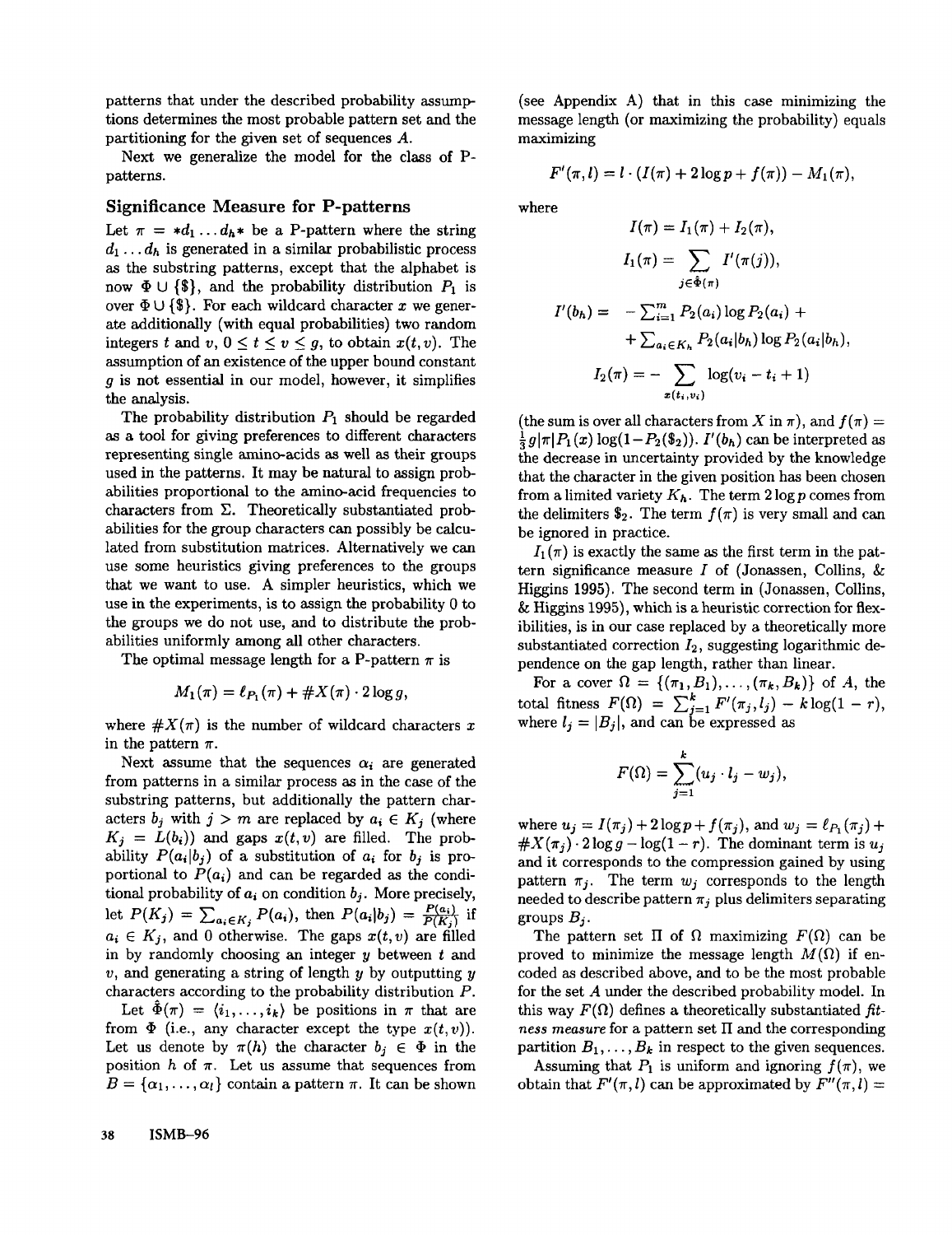patterns that under the described probability assumptions determines the most probable pattern set and the partitioning for the given set of sequences $A$.

Next we generalize the model for the class of P-patterns.

## Significance Measure for P-patterns

Let $\pi = *d_1 \ldots d_h*$ be a P-pattern where the string $d_1 \ldots d_h$ is generated in a similar probabilistic process as the substring patterns, except that the alphabet is now $\Phi \cup \{\$\}$, and the probability distribution $P_1$ is over $\Phi \cup \{\$\}$. For each wildcard character $x$ we generate additionally (with equal probabilities) two random integers $t$ and $v$, $0 \leq t \leq v \leq g$, to obtain $x(t, v)$. The assumption of an existence of the upper bound constant $g$ is not essential in our model, however, it simplifies the analysis.

The probability distribution $P_1$ should be regarded as a tool for giving preferences to different characters representing single amino-acids as well as their groups used in the patterns. It may be natural to assign probabilities proportional to the amino-acid frequencies to characters from $\Sigma$. Theoretically substantiated probabilities for the group characters can possibly be calculated from substitution matrices. Alternatively we can use some heuristics giving preferences to the groups that we want to use. A simpler heuristics, which we use in the experiments, is to assign the probability 0 to the groups we do not use, and to distribute the probabilities uniformly among all other characters.

The optimal message length for a P-pattern $\pi$ is

$$M_1(\pi) = \ell_{P_1}(\pi) + \#X(\pi) \cdot 2 \log g,$$

where $\#X(\pi)$ is the number of wildcard characters $x$ in the pattern $\pi$.

Next assume that the sequences $\alpha_i$ are generated from patterns in a similar process as in the case of the substring patterns, but additionally the pattern characters $b_j$ with $j > m$ are replaced by $a_i \in K_j$ (where $K_j = L(b_i)$) and gaps $x(t, v)$ are filled. The probability $P(a_i|b_j)$ of a substitution of $a_i$ for $b_j$ is proportional to $P(a_i)$ and can be regarded as the conditional probability of $a_i$ on condition $b_j$. More precisely, let $P(K_j) = \sum_{a_i \in K_j} P(a_i)$, then $P(a_i|b_j) = \frac{P(a_i)}{P(K_j)}$ if $a_i \in K_j$, and 0 otherwise. The gaps $x(t, v)$ are filled in by randomly choosing an integer $y$ between $t$ and $v$, and generating a string of length $y$ by outputting $y$ characters according to the probability distribution $P$.

Let $\hat{\Phi}(\pi) = \langle i_1, \ldots, i_k \rangle$ be positions in $\pi$ that are from $\Phi$ (i.e., any character except the type $x(t, v)$). Let us denote by $\pi(h)$ the character $b_j \in \Phi$ in the position $h$ of $\pi$. Let us assume that sequences from $B = \{\alpha_1, \ldots, \alpha_l\}$ contain a pattern $\pi$. It can be shown (see Appendix A) that in this case minimizing the message length (or maximizing the probability) equals maximizing

$$F'(\pi, l) = l \cdot (I(\pi) + 2 \log p + f(\pi)) - M_1(\pi),$$

where

$$I(\pi) = I_1(\pi) + I_2(\pi),$$

$$I_1(\pi) = \sum_{j \in \hat{\Phi}(\pi)} I'(\pi(j)),$$

$$I'(b_h) = -\sum_{i=1}^{m} P_2(a_i) \log P_2(a_i) + \sum_{a_i \in K_h} P_2(a_i|b_h) \log P_2(a_i|b_h),$$

$$I_2(\pi) = -\sum_{x(t_i, v_i)} \log(v_i - t_i + 1)$$

(the sum is over all characters from $X$ in $\pi$), and $f(\pi) = \frac{1}{3} g |\pi| P_1(x) \log(1 - P_2(\$_2))$. $I'(b_h)$ can be interpreted as the decrease in uncertainty provided by the knowledge that the character in the given position has been chosen from a limited variety $K_h$. The term $2 \log p$ comes from the delimiters $\$_2$. The term $f(\pi)$ is very small and can be ignored in practice.

$I_1(\pi)$ is exactly the same as the first term in the pattern significance measure $I$ of (Jonassen, Collins, & Higgins 1995). The second term in (Jonassen, Collins, & Higgins 1995), which is a heuristic correction for flexibilities, is in our case replaced by a theoretically more substantiated correction $I_2$, suggesting logarithmic dependence on the gap length, rather than linear.

For a cover $\Omega = \{(\pi_1, B_1), \ldots, (\pi_k, B_k)\}$ of $A$, the total fitness $F(\Omega) = \sum_{j=1}^{k} F'(\pi_j, l_j) - k \log(1 - r)$, where $l_j = |B_j|$, and can be expressed as

$$F(\Omega) = \sum_{j=1}^{k} (u_j \cdot l_j - w_j),$$

where $u_j = I(\pi_j) + 2 \log p + f(\pi_j)$, and $w_j = \ell_{P_1}(\pi_j) + \#X(\pi_j) \cdot 2 \log g - \log(1 - r)$. The dominant term is $u_j$ and it corresponds to the compression gained by using pattern $\pi_j$. The term $w_j$ corresponds to the length needed to describe pattern $\pi_j$ plus delimiters separating groups $B_j$.

The pattern set $\Pi$ of $\Omega$ maximizing $F(\Omega)$ can be proved to minimize the message length $M(\Omega)$ if encoded as described above, and to be the most probable for the set $A$ under the described probability model. In this way $F(\Omega)$ defines a theoretically substantiated *fitness measure* for a pattern set $\Pi$ and the corresponding partition $B_1, \ldots, B_k$ in respect to the given sequences.

Assuming that $P_1$ is uniform and ignoring $f(\pi)$, we obtain that $F'(\pi, l)$ can be approximated by $F''(\pi, l) =$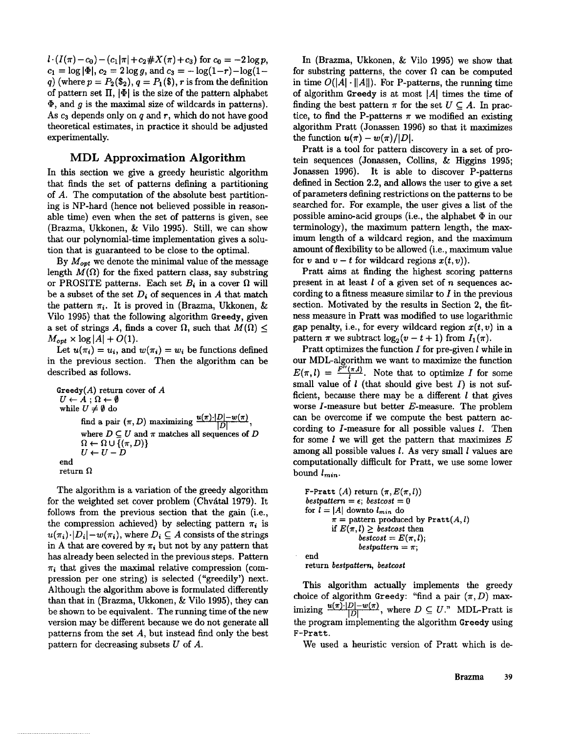$l \cdot (I(\pi) - c_0) - (c_1|\pi| + c_2\#X(\pi) + c_3)$ for $c_0 = -2\log p$, $c_1 = \log|\Phi|$, $c_2 = 2\log g$, and $c_3 = -\log(1-r) - \log(1-q)$ (where $p = P_2(\$_2)$, $q = P_1(\$)$, $r$ is from the definition of pattern set $\Pi$, $|\Phi|$ is the size of the pattern alphabet $\Phi$, and $g$ is the maximal size of wildcards in patterns). As $c_3$ depends only on $q$ and $r$, which do not have good theoretical estimates, in practice it should be adjusted experimentally.

## MDL Approximation Algorithm

In this section we give a greedy heuristic algorithm that finds the set of patterns defining a partitioning of $A$. The computation of the absolute best partitioning is NP-hard (hence not believed possible in reasonable time) even when the set of patterns is given, see (Brazma, Ukkonen, & Vilo 1995). Still, we can show that our polynomial-time implementation gives a solution that is guaranteed to be close to the optimal.

By $M_{opt}$ we denote the minimal value of the message length $M(\Omega)$ for the fixed pattern class, say substring or PROSITE patterns. Each set $B_i$ in a cover $\Omega$ will be a subset of the set $D_i$ of sequences in $A$ that match the pattern $\pi_i$. It is proved in (Brazma, Ukkonen, & Vilo 1995) that the following algorithm Greedy, given a set of strings $A$, finds a cover $\Omega$, such that $M(\Omega) \leq M_{opt} \times \log|A| + O(1)$.

Let $u(\pi_i) = u_i$, and $w(\pi_i) = w_i$ be functions defined in the previous section. Then the algorithm can be described as follows.

```
Greedy(A) return cover of A
U ← A ; Ω ← ∅
while U ≠ ∅ do
        find a pair (π, D) maximizing (u(π)·|D| − w(π)) / |D|,
        where D ⊆ U and π matches all sequences of D
        Ω ← Ω ∪ {(π, D)}
        U ← U − D
end
return Ω
```

The algorithm is a variation of the greedy algorithm for the weighted set cover problem (Chvátal 1979). It follows from the previous section that the gain (i.e., the compression achieved) by selecting pattern $\pi_i$ is $u(\pi_i) \cdot |D_i| - w(\pi_i)$, where $D_i \subseteq A$ consists of the strings in A that are covered by $\pi_i$ but not by any pattern that has already been selected in the previous steps. Pattern $\pi_i$ that gives the maximal relative compression (compression per one string) is selected ("greedily") next. Although the algorithm above is formulated differently than that in (Brazma, Ukkonen, & Vilo 1995), they can be shown to be equivalent. The running time of the new version may be different because we do not generate all patterns from the set $A$, but instead find only the best pattern for decreasing subsets $U$ of $A$.

In (Brazma, Ukkonen, & Vilo 1995) we show that for substring patterns, the cover $\Omega$ can be computed in time $O(|A| \cdot \|A\|)$. For P-patterns, the running time of algorithm Greedy is at most $|A|$ times the time of finding the best pattern $\pi$ for the set $U \subseteq A$. In practice, to find the P-patterns $\pi$ we modified an existing algorithm Pratt (Jonassen 1996) so that it maximizes the function $u(\pi) - w(\pi)/|D|$.

Pratt is a tool for pattern discovery in a set of protein sequences (Jonassen, Collins, & Higgins 1995; Jonassen 1996). It is able to discover P-patterns defined in Section 2.2, and allows the user to give a set of parameters defining restrictions on the patterns to be searched for. For example, the user gives a list of the possible amino-acid groups (i.e., the alphabet $\Phi$ in our terminology), the maximum pattern length, the maximum length of a wildcard region, and the maximum amount of flexibility to be allowed (i.e., maximum value for $v$ and $v - t$ for wildcard regions $x(t, v)$).

Pratt aims at finding the highest scoring patterns present in at least $l$ of a given set of $n$ sequences according to a fitness measure similar to $I$ in the previous section. Motivated by the results in Section 2, the fitness measure in Pratt was modified to use logarithmic gap penalty, i.e., for every wildcard region $x(t, v)$ in a pattern $\pi$ we subtract $\log_2(v - t + 1)$ from $I_1(\pi)$.

Pratt optimizes the function $I$ for pre-given $l$ while in our MDL-algorithm we want to maximize the function $E(\pi, l) = \frac{F''(\pi, l)}{l}$. Note that to optimize $I$ for some small value of $l$ (that should give best $I$) is not sufficient, because there may be a different $l$ that gives worse $I$-measure but better $E$-measure. The problem can be overcome if we compute the best pattern according to $I$-measure for all possible values $l$. Then for some $l$ we will get the pattern that maximizes $E$ among all possible values $l$. As very small $l$ values are computationally difficult for Pratt, we use some lower bound $l_{min}$.

```
F-Pratt (A) return (π, E(π, l))
bestpattern = ε; bestcost = 0
for l = |A| downto l_min do
        π = pattern produced by Pratt(A, l)
        if E(π, l) ≥ bestcost then
                bestcost = E(π, l);
                bestpattern = π;
end
return bestpattern, bestcost
```

This algorithm actually implements the greedy choice of algorithm Greedy: "find a pair $(\pi, D)$ maximizing $\frac{u(\pi) \cdot |D| - w(\pi)}{|D|}$, where $D \subseteq U$." MDL-Pratt is the program implementing the algorithm Greedy using F-Pratt.

We used a heuristic version of Pratt which is de-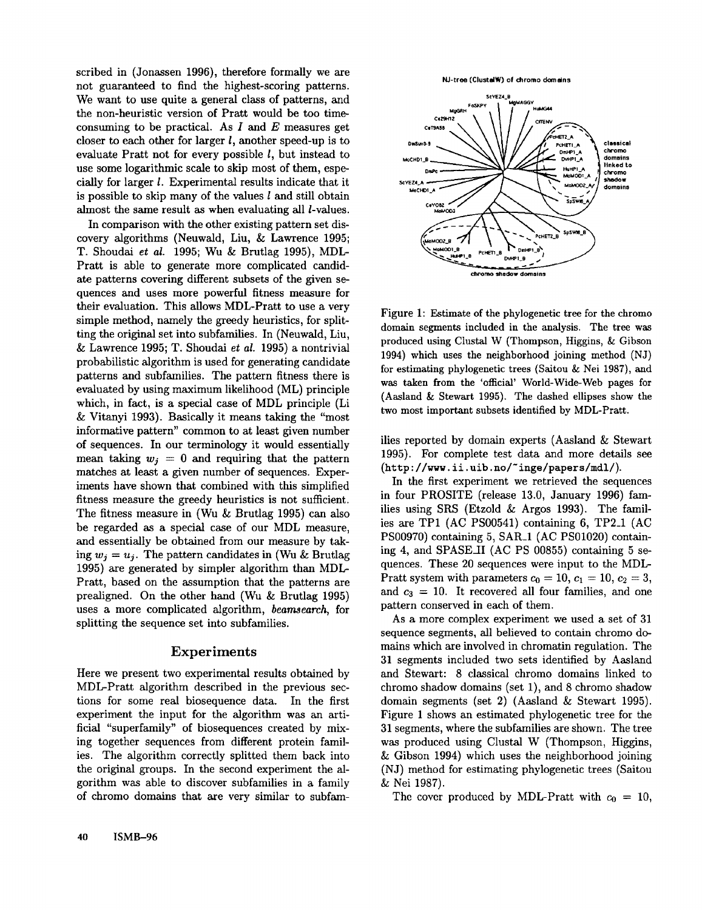scribed in (Jonassen 1996), therefore formally we are not guaranteed to find the highest-scoring patterns. We want to use quite a general class of patterns, and the non-heuristic version of Pratt would be too time-consuming to be practical. As $I$ and $E$ measures get closer to each other for larger $l$, another speed-up is to evaluate Pratt not for every possible $l$, but instead to use some logarithmic scale to skip most of them, especially for larger $l$. Experimental results indicate that it is possible to skip many of the values $l$ and still obtain almost the same result as when evaluating all $l$-values.

In comparison with the other existing pattern set discovery algorithms (Neuwald, Liu, & Lawrence 1995; T. Shoudai *et al.* 1995; Wu & Brutlag 1995), MDL-Pratt is able to generate more complicated candidate patterns covering different subsets of the given sequences and uses more powerful fitness measure for their evaluation. This allows MDL-Pratt to use a very simple method, namely the greedy heuristics, for splitting the original set into subfamilies. In (Neuwald, Liu, & Lawrence 1995; T. Shoudai *et al.* 1995) a nontrivial probabilistic algorithm is used for generating candidate patterns and subfamilies. The pattern fitness there is evaluated by using maximum likelihood (ML) principle which, in fact, is a special case of MDL principle (Li & Vitanyi 1993). Basically it means taking the "most informative pattern" common to at least given number of sequences. In our terminology it would essentially mean taking $w_j = 0$ and requiring that the pattern matches at least a given number of sequences. Experiments have shown that combined with this simplified fitness measure the greedy heuristics is not sufficient. The fitness measure in (Wu & Brutlag 1995) can also be regarded as a special case of our MDL measure, and essentially be obtained from our measure by taking $w_j = u_j$. The pattern candidates in (Wu & Brutlag 1995) are generated by simpler algorithm than MDL-Pratt, based on the assumption that the patterns are prealigned. On the other hand (Wu & Brutlag 1995) uses a more complicated algorithm, *beamsearch*, for splitting the sequence set into subfamilies.

## Experiments

Here we present two experimental results obtained by MDL-Pratt algorithm described in the previous sections for some real biosequence data. In the first experiment the input for the algorithm was an artificial "superfamily" of biosequences created by mixing together sequences from different protein families. The algorithm correctly splitted them back into the original groups. In the second experiment the algorithm was able to discover subfamilies in a family of chromo domains that are very similar to subfamilies reported by domain experts (Aasland & Stewart 1995). For complete test data and more details see (http://www.ii.uib.no/~inge/papers/mdl/).

Figure 1: Estimate of the phylogenetic tree for the chromo domain segments included in the analysis. The tree was produced using Clustal W (Thompson, Higgins, & Gibson 1994) which uses the neighborhood joining method (NJ) for estimating phylogenetic trees (Saitou & Nei 1987), and was taken from the 'official' World-Wide-Web pages for (Aasland & Stewart 1995). The dashed ellipses show the two most important subsets identified by MDL-Pratt.

In the first experiment we retrieved the sequences in four PROSITE (release 13.0, January 1996) families using SRS (Etzold & Argos 1993). The families are TP1 (AC PS00541) containing 6, TP2_1 (AC PS00970) containing 5, SAR_1 (AC PS01020) containing 4, and SPASE_II (AC PS 00855) containing 5 sequences. These 20 sequences were input to the MDL-Pratt system with parameters $c_0 = 10$, $c_1 = 10$, $c_2 = 3$, and $c_3 = 10$. It recovered all four families, and one pattern conserved in each of them.

As a more complex experiment we used a set of 31 sequence segments, all believed to contain chromo domains which are involved in chromatin regulation. The 31 segments included two sets identified by Aasland and Stewart: 8 classical chromo domains linked to chromo shadow domains (set 1), and 8 chromo shadow domain segments (set 2) (Aasland & Stewart 1995). Figure 1 shows an estimated phylogenetic tree for the 31 segments, where the subfamilies are shown. The tree was produced using Clustal W (Thompson, Higgins, & Gibson 1994) which uses the neighborhood joining (NJ) method for estimating phylogenetic trees (Saitou & Nei 1987).

The cover produced by MDL-Pratt with $c_0 = 10$,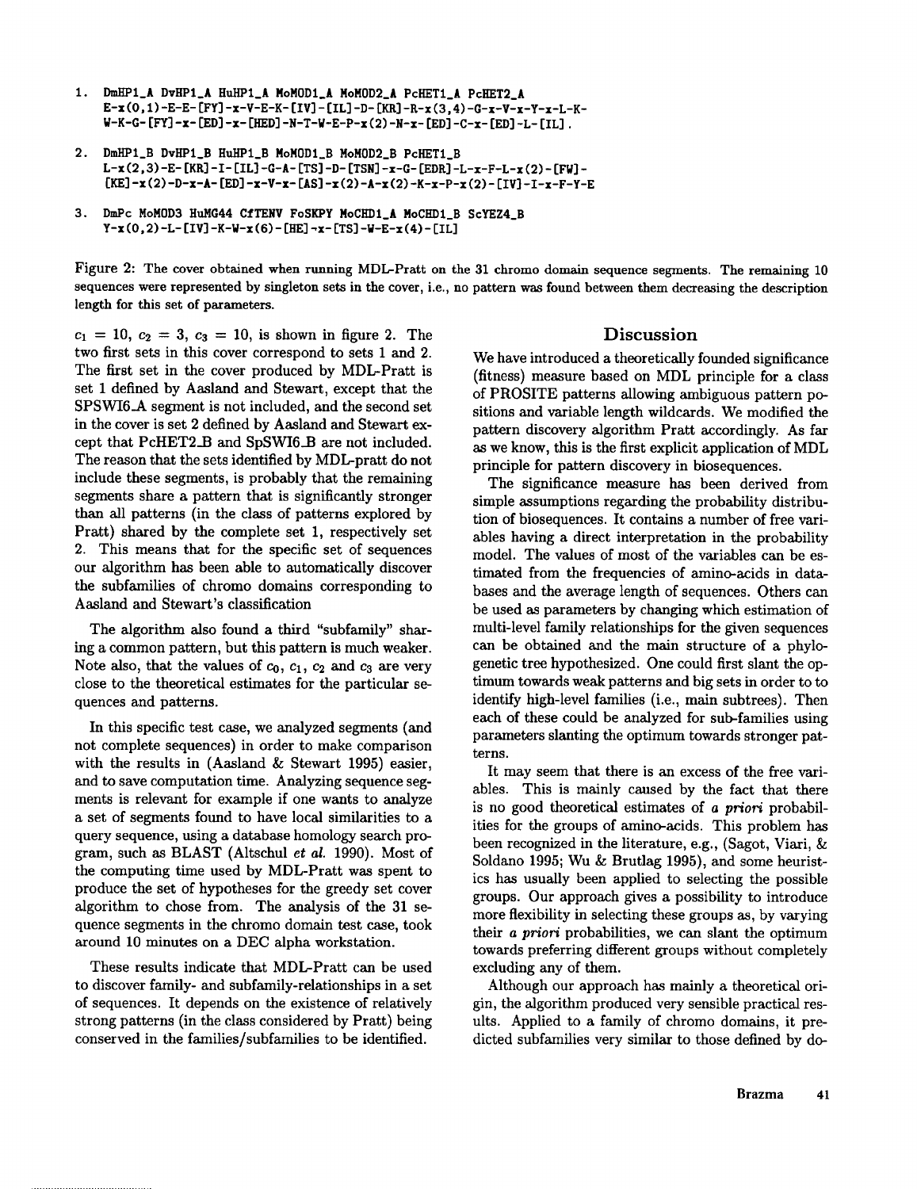1. DmHP1_A DvHP1_A HuHP1_A MoMOD1_A MoMOD2_A PcHET1_A PcHET2_A
   E-x(0,1)-E-E-[FY]-x-V-E-K-[IV]-[IL]-D-[KR]-R-x(3,4)-G-x-V-x-Y-x-L-K-
   W-K-G-[FY]-x-[ED]-x-[HED]-N-T-W-E-P-x(2)-N-x-[ED]-C-x-[ED]-L-[IL].

2. DmHP1_B DvHP1_B HuHP1_B MoMOD1_B MoMOD2_B PcHET1_B
   L-x(2,3)-E-[KR]-I-[IL]-G-A-[TS]-D-[TSN]-x-G-[EDR]-L-x-F-L-x(2)-[FW]-
   [KE]-x(2)-D-x-A-[ED]-x-V-x-[AS]-x(2)-A-x(2)-K-x-P-x(2)-[IV]-I-x-F-Y-E

3. DmPc MoMOD3 HuMG44 CfTENV FoSKPY MoCHD1_A MoCHD1_B ScYEZ4_B
   Y-x(0,2)-L-[IV]-K-W-x(6)-[HE]-x-[TS]-W-E-x(4)-[IL]

Figure 2: The cover obtained when running MDL-Pratt on the 31 chromo domain sequence segments. The remaining 10 sequences were represented by singleton sets in the cover, i.e., no pattern was found between them decreasing the description length for this set of parameters.

$c_1 = 10$, $c_2 = 3$, $c_3 = 10$, is shown in figure 2. The two first sets in this cover correspond to sets 1 and 2. The first set in the cover produced by MDL-Pratt is set 1 defined by Aasland and Stewart, except that the SPSWI6_A segment is not included, and the second set in the cover is set 2 defined by Aasland and Stewart except that PcHET2_B and SpSWI6_B are not included. The reason that the sets identified by MDL-pratt do not include these segments, is probably that the remaining segments share a pattern that is significantly stronger than all patterns (in the class of patterns explored by Pratt) shared by the complete set 1, respectively set 2. This means that for the specific set of sequences our algorithm has been able to automatically discover the subfamilies of chromo domains corresponding to Aasland and Stewart's classification

The algorithm also found a third "subfamily" sharing a common pattern, but this pattern is much weaker. Note also, that the values of $c_0$, $c_1$, $c_2$ and $c_3$ are very close to the theoretical estimates for the particular sequences and patterns.

In this specific test case, we analyzed segments (and not complete sequences) in order to make comparison with the results in (Aasland & Stewart 1995) easier, and to save computation time. Analyzing sequence segments is relevant for example if one wants to analyze a set of segments found to have local similarities to a query sequence, using a database homology search program, such as BLAST (Altschul *et al.* 1990). Most of the computing time used by MDL-Pratt was spent to produce the set of hypotheses for the greedy set cover algorithm to chose from. The analysis of the 31 sequence segments in the chromo domain test case, took around 10 minutes on a DEC alpha workstation.

These results indicate that MDL-Pratt can be used to discover family- and subfamily-relationships in a set of sequences. It depends on the existence of relatively strong patterns (in the class considered by Pratt) being conserved in the families/subfamilies to be identified.

## Discussion

We have introduced a theoretically founded significance (fitness) measure based on MDL principle for a class of PROSITE patterns allowing ambiguous pattern positions and variable length wildcards. We modified the pattern discovery algorithm Pratt accordingly. As far as we know, this is the first explicit application of MDL principle for pattern discovery in biosequences.

The significance measure has been derived from simple assumptions regarding the probability distribution of biosequences. It contains a number of free variables having a direct interpretation in the probability model. The values of most of the variables can be estimated from the frequencies of amino-acids in databases and the average length of sequences. Others can be used as parameters by changing which estimation of multi-level family relationships for the given sequences can be obtained and the main structure of a phylogenetic tree hypothesized. One could first slant the optimum towards weak patterns and big sets in order to to identify high-level families (i.e., main subtrees). Then each of these could be analyzed for sub-families using parameters slanting the optimum towards stronger patterns.

It may seem that there is an excess of the free variables. This is mainly caused by the fact that there is no good theoretical estimates of *a priori* probabilities for the groups of amino-acids. This problem has been recognized in the literature, e.g., (Sagot, Viari, & Soldano 1995; Wu & Brutlag 1995), and some heuristics has usually been applied to selecting the possible groups. Our approach gives a possibility to introduce more flexibility in selecting these groups as, by varying their *a priori* probabilities, we can slant the optimum towards preferring different groups without completely excluding any of them.

Although our approach has mainly a theoretical origin, the algorithm produced very sensible practical results. Applied to a family of chromo domains, it predicted subfamilies very similar to those defined by do-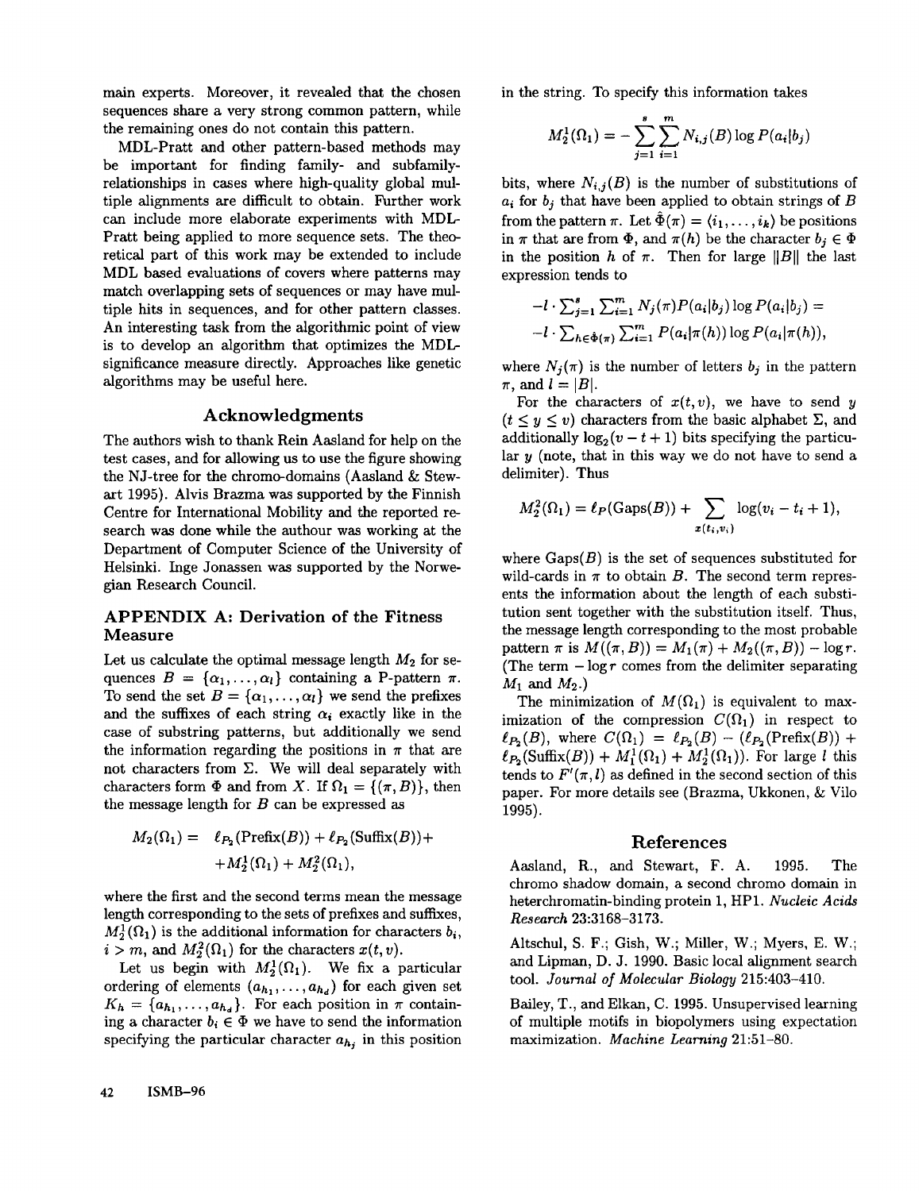main experts. Moreover, it revealed that the chosen sequences share a very strong common pattern, while the remaining ones do not contain this pattern.

MDL-Pratt and other pattern-based methods may be important for finding family- and subfamily-relationships in cases where high-quality global multiple alignments are difficult to obtain. Further work can include more elaborate experiments with MDL-Pratt being applied to more sequence sets. The theoretical part of this work may be extended to include MDL based evaluations of covers where patterns may match overlapping sets of sequences or may have multiple hits in sequences, and for other pattern classes. An interesting task from the algorithmic point of view is to develop an algorithm that optimizes the MDL-significance measure directly. Approaches like genetic algorithms may be useful here.

## Acknowledgments

The authors wish to thank Rein Aasland for help on the test cases, and for allowing us to use the figure showing the NJ-tree for the chromo-domains (Aasland & Stewart 1995). Alvis Brazma was supported by the Finnish Centre for International Mobility and the reported research was done while the authour was working at the Department of Computer Science of the University of Helsinki. Inge Jonassen was supported by the Norwegian Research Council.

## APPENDIX A: Derivation of the Fitness Measure

Let us calculate the optimal message length $M_2$ for sequences $B = \{\alpha_1, \dots, \alpha_l\}$ containing a P-pattern $\pi$. To send the set $B = \{\alpha_1, \dots, \alpha_l\}$ we send the prefixes and the suffixes of each string $\alpha_i$ exactly like in the case of substring patterns, but additionally we send the information regarding the positions in $\pi$ that are not characters from $\Sigma$. We will deal separately with characters form $\Phi$ and from $X$. If $\Omega_1 = \{(\pi, B)\}$, then the message length for $B$ can be expressed as

$$M_2(\Omega_1) = \ell_{P_2}(\text{Prefix}(B)) + \ell_{P_2}(\text{Suffix}(B)) + M_2^1(\Omega_1) + M_2^2(\Omega_1),$$

where the first and the second terms mean the message length corresponding to the sets of prefixes and suffixes, $M_2^1(\Omega_1)$ is the additional information for characters $b_i$, $i > m$, and $M_2^2(\Omega_1)$ for the characters $x(t, v)$.

Let us begin with $M_2^1(\Omega_1)$. We fix a particular ordering of elements $(a_{h_1}, \dots, a_{h_d})$ for each given set $K_h = \{a_{h_1}, \dots, a_{h_d}\}$. For each position in $\pi$ containing a character $b_i \in \Phi$ we have to send the information specifying the particular character $a_{h_j}$ in this position in the string. To specify this information takes

$$M_2^1(\Omega_1) = -\sum_{j=1}^{s}\sum_{i=1}^{m} N_{i,j}(B) \log P(a_i|b_j)$$

bits, where $N_{i,j}(B)$ is the number of substitutions of $a_i$ for $b_j$ that have been applied to obtain strings of $B$ from the pattern $\pi$. Let $\hat{\Phi}(\pi) = \langle i_1, \dots, i_k \rangle$ be positions in $\pi$ that are from $\Phi$, and $\pi(h)$ be the character $b_j \in \Phi$ in the position $h$ of $\pi$. Then for large $\|B\|$ the last expression tends to

$$-l \cdot \sum_{j=1}^{s}\sum_{i=1}^{m} N_j(\pi) P(a_i|b_j) \log P(a_i|b_j) =$$
$$-l \cdot \sum_{h \in \hat{\Phi}(\pi)}\sum_{i=1}^{m} P(a_i|\pi(h)) \log P(a_i|\pi(h)),$$

where $N_j(\pi)$ is the number of letters $b_j$ in the pattern $\pi$, and $l = |B|$.

For the characters of $x(t, v)$, we have to send $y$ ($t \le y \le v$) characters from the basic alphabet $\Sigma$, and additionally $\log_2(v - t + 1)$ bits specifying the particular $y$ (note, that in this way we do not have to send a delimiter). Thus

$$M_2^2(\Omega_1) = \ell_P(\text{Gaps}(B)) + \sum_{x(t_i, v_i)} \log(v_i - t_i + 1),$$

where $\text{Gaps}(B)$ is the set of sequences substituted for wild-cards in $\pi$ to obtain $B$. The second term represents the information about the length of each substitution sent together with the substitution itself. Thus, the message length corresponding to the most probable pattern $\pi$ is $M((\pi, B)) = M_1(\pi) + M_2((\pi, B)) - \log r$. (The term $-\log r$ comes from the delimiter separating $M_1$ and $M_2$.)

The minimization of $M(\Omega_1)$ is equivalent to maximization of the compression $C(\Omega_1)$ in respect to $\ell_{P_2}(B)$, where $C(\Omega_1) = \ell_{P_2}(B) - (\ell_{P_2}(\text{Prefix}(B)) + \ell_{P_2}(\text{Suffix}(B)) + M_1^1(\Omega_1) + M_2^1(\Omega_1))$. For large $l$ this tends to $F'(\pi, l)$ as defined in the second section of this paper. For more details see (Brazma, Ukkonen, & Vilo 1995).

## References

Aasland, R., and Stewart, F. A. 1995. The chromo shadow domain, a second chromo domain in heterchromatin-binding protein 1, HP1. *Nucleic Acids Research* 23:3168–3173.

Altschul, S. F.; Gish, W.; Miller, W.; Myers, E. W.; and Lipman, D. J. 1990. Basic local alignment search tool. *Journal of Molecular Biology* 215:403–410.

Bailey, T., and Elkan, C. 1995. Unsupervised learning of multiple motifs in biopolymers using expectation maximization. *Machine Learning* 21:51–80.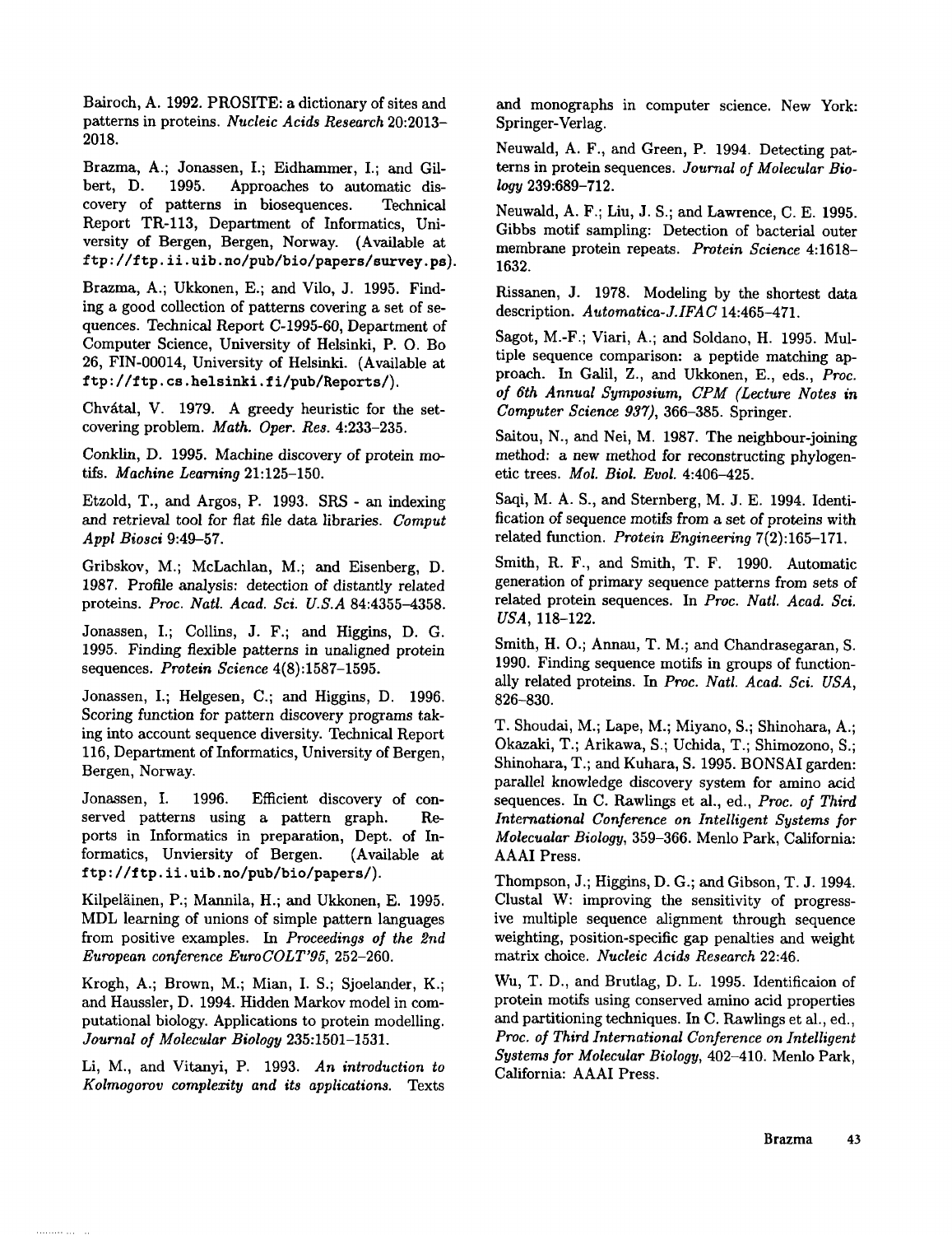Bairoch, A. 1992. PROSITE: a dictionary of sites and patterns in proteins. *Nucleic Acids Research* 20:2013–2018.

Brazma, A.; Jonassen, I.; Eidhammer, I.; and Gilbert, D. 1995. Approaches to automatic discovery of patterns in biosequences. Technical Report TR-113, Department of Informatics, University of Bergen, Bergen, Norway. (Available at `ftp://ftp.ii.uib.no/pub/bio/papers/survey.ps`).

Brazma, A.; Ukkonen, E.; and Vilo, J. 1995. Finding a good collection of patterns covering a set of sequences. Technical Report C-1995-60, Department of Computer Science, University of Helsinki, P. O. Bo 26, FIN-00014, University of Helsinki. (Available at `ftp://ftp.cs.helsinki.fi/pub/Reports/`).

Chvátal, V. 1979. A greedy heuristic for the set-covering problem. *Math. Oper. Res.* 4:233–235.

Conklin, D. 1995. Machine discovery of protein motifs. *Machine Learning* 21:125–150.

Etzold, T., and Argos, P. 1993. SRS - an indexing and retrieval tool for flat file data libraries. *Comput Appl Biosci* 9:49–57.

Gribskov, M.; McLachlan, M.; and Eisenberg, D. 1987. Profile analysis: detection of distantly related proteins. *Proc. Natl. Acad. Sci. U.S.A* 84:4355–4358.

Jonassen, I.; Collins, J. F.; and Higgins, D. G. 1995. Finding flexible patterns in unaligned protein sequences. *Protein Science* 4(8):1587–1595.

Jonassen, I.; Helgesen, C.; and Higgins, D. 1996. Scoring function for pattern discovery programs taking into account sequence diversity. Technical Report 116, Department of Informatics, University of Bergen, Bergen, Norway.

Jonassen, I. 1996. Efficient discovery of conserved patterns using a pattern graph. Reports in Informatics in preparation, Dept. of Informatics, Unviersity of Bergen. (Available at `ftp://ftp.ii.uib.no/pub/bio/papers/`).

Kilpeläinen, P.; Mannila, H.; and Ukkonen, E. 1995. MDL learning of unions of simple pattern languages from positive examples. In *Proceedings of the 2nd European conference EuroCOLT'95*, 252–260.

Krogh, A.; Brown, M.; Mian, I. S.; Sjoelander, K.; and Haussler, D. 1994. Hidden Markov model in computational biology. Applications to protein modelling. *Journal of Molecular Biology* 235:1501–1531.

Li, M., and Vitanyi, P. 1993. *An introduction to Kolmogorov complexity and its applications.* Texts and monographs in computer science. New York: Springer-Verlag.

Neuwald, A. F., and Green, P. 1994. Detecting patterns in protein sequences. *Journal of Molecular Biology* 239:689–712.

Neuwald, A. F.; Liu, J. S.; and Lawrence, C. E. 1995. Gibbs motif sampling: Detection of bacterial outer membrane protein repeats. *Protein Science* 4:1618–1632.

Rissanen, J. 1978. Modeling by the shortest data description. *Automatica-J.IFAC* 14:465–471.

Sagot, M.-F.; Viari, A.; and Soldano, H. 1995. Multiple sequence comparison: a peptide matching approach. In Galil, Z., and Ukkonen, E., eds., *Proc. of 6th Annual Symposium, CPM (Lecture Notes in Computer Science 937)*, 366–385. Springer.

Saitou, N., and Nei, M. 1987. The neighbour-joining method: a new method for reconstructing phylogenetic trees. *Mol. Biol. Evol.* 4:406–425.

Saqi, M. A. S., and Sternberg, M. J. E. 1994. Identification of sequence motifs from a set of proteins with related function. *Protein Engineering* 7(2):165–171.

Smith, R. F., and Smith, T. F. 1990. Automatic generation of primary sequence patterns from sets of related protein sequences. In *Proc. Natl. Acad. Sci. USA*, 118–122.

Smith, H. O.; Annau, T. M.; and Chandrasegaran, S. 1990. Finding sequence motifs in groups of functionally related proteins. In *Proc. Natl. Acad. Sci. USA*, 826–830.

T. Shoudai, M.; Lape, M.; Miyano, S.; Shinohara, A.; Okazaki, T.; Arikawa, S.; Uchida, T.; Shimozono, S.; Shinohara, T.; and Kuhara, S. 1995. BONSAI garden: parallel knowledge discovery system for amino acid sequences. In C. Rawlings et al., ed., *Proc. of Third International Conference on Intelligent Systems for Molecualar Biology*, 359–366. Menlo Park, California: AAAI Press.

Thompson, J.; Higgins, D. G.; and Gibson, T. J. 1994. Clustal W: improving the sensitivity of progressive multiple sequence alignment through sequence weighting, position-specific gap penalties and weight matrix choice. *Nucleic Acids Research* 22:46.

Wu, T. D., and Brutlag, D. L. 1995. Identificaion of protein motifs using conserved amino acid properties and partitioning techniques. In C. Rawlings et al., ed., *Proc. of Third International Conference on Intelligent Systems for Molecular Biology*, 402–410. Menlo Park, California: AAAI Press.